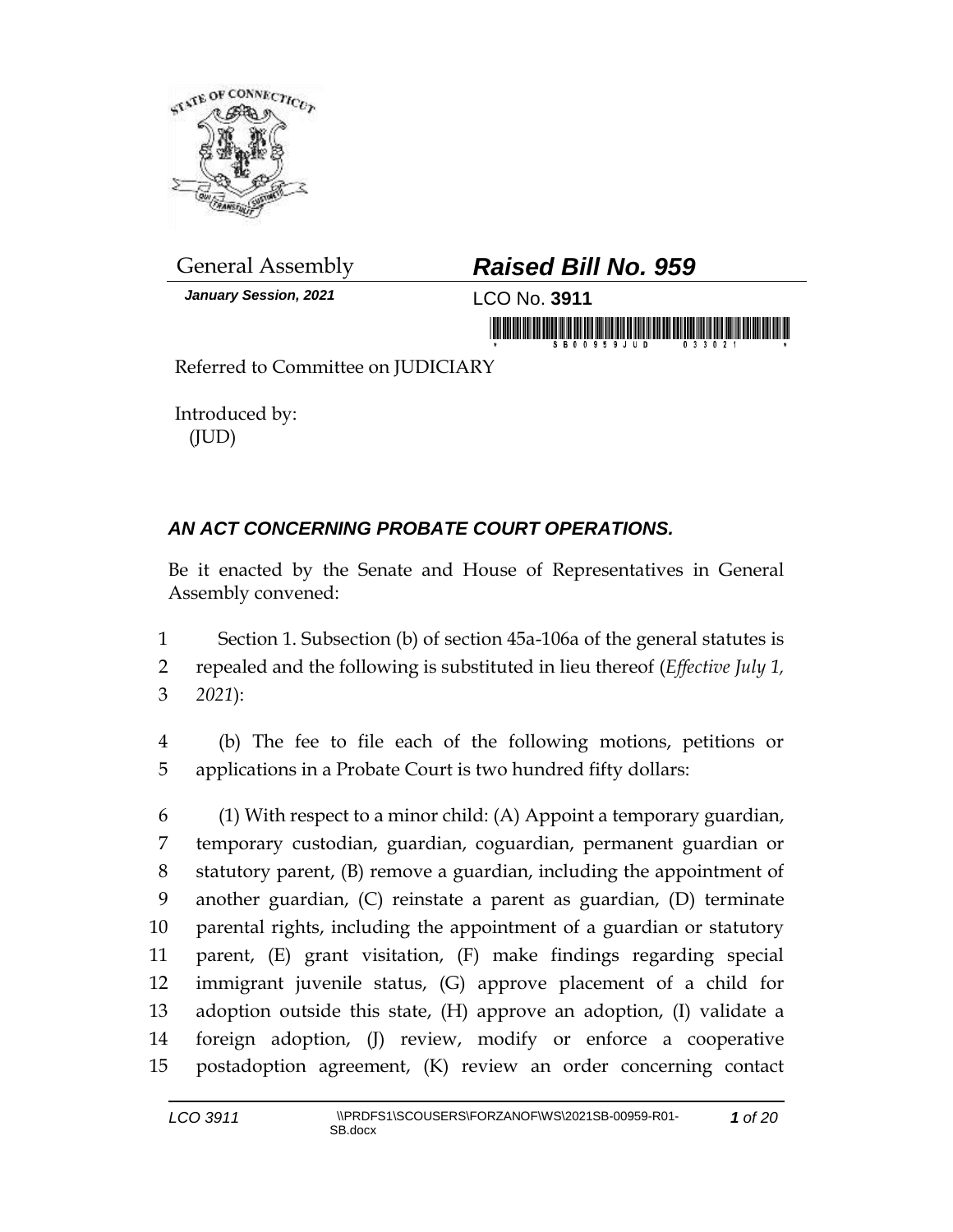General Assembly

***Raised Bill No. 959***

***January Session, 2021***

LCO No. **3911**

Referred to Committee on JUDICIARY

Introduced by:
(JUD)

## *AN ACT CONCERNING PROBATE COURT OPERATIONS.*

Be it enacted by the Senate and House of Representatives in General Assembly convened:

1 Section 1. Subsection (b) of section 45a-106a of the general statutes is
2 repealed and the following is substituted in lieu thereof (*Effective July 1,*
3 *2021*):

4 (b) The fee to file each of the following motions, petitions or
5 applications in a Probate Court is two hundred fifty dollars:

6 (1) With respect to a minor child: (A) Appoint a temporary guardian,
7 temporary custodian, guardian, coguardian, permanent guardian or
8 statutory parent, (B) remove a guardian, including the appointment of
9 another guardian, (C) reinstate a parent as guardian, (D) terminate
10 parental rights, including the appointment of a guardian or statutory
11 parent, (E) grant visitation, (F) make findings regarding special
12 immigrant juvenile status, (G) approve placement of a child for
13 adoption outside this state, (H) approve an adoption, (I) validate a
14 foreign adoption, (J) review, modify or enforce a cooperative
15 postadoption agreement, (K) review an order concerning contact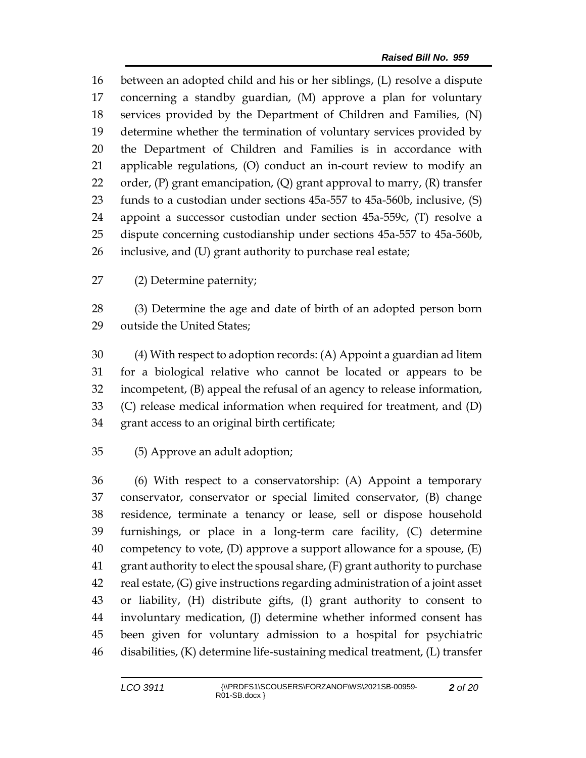between an adopted child and his or her siblings, (L) resolve a dispute concerning a standby guardian, (M) approve a plan for voluntary services provided by the Department of Children and Families, (N) determine whether the termination of voluntary services provided by the Department of Children and Families is in accordance with applicable regulations, (O) conduct an in-court review to modify an order, (P) grant emancipation, (Q) grant approval to marry, (R) transfer funds to a custodian under sections 45a-557 to 45a-560b, inclusive, (S) appoint a successor custodian under section 45a-559c, (T) resolve a dispute concerning custodianship under sections 45a-557 to 45a-560b, inclusive, and (U) grant authority to purchase real estate;

(2) Determine paternity;

(3) Determine the age and date of birth of an adopted person born outside the United States;

(4) With respect to adoption records: (A) Appoint a guardian ad litem for a biological relative who cannot be located or appears to be incompetent, (B) appeal the refusal of an agency to release information, (C) release medical information when required for treatment, and (D) grant access to an original birth certificate;

(5) Approve an adult adoption;

(6) With respect to a conservatorship: (A) Appoint a temporary conservator, conservator or special limited conservator, (B) change residence, terminate a tenancy or lease, sell or dispose household furnishings, or place in a long-term care facility, (C) determine competency to vote, (D) approve a support allowance for a spouse, (E) grant authority to elect the spousal share, (F) grant authority to purchase real estate, (G) give instructions regarding administration of a joint asset or liability, (H) distribute gifts, (I) grant authority to consent to involuntary medication, (J) determine whether informed consent has been given for voluntary admission to a hospital for psychiatric disabilities, (K) determine life-sustaining medical treatment, (L) transfer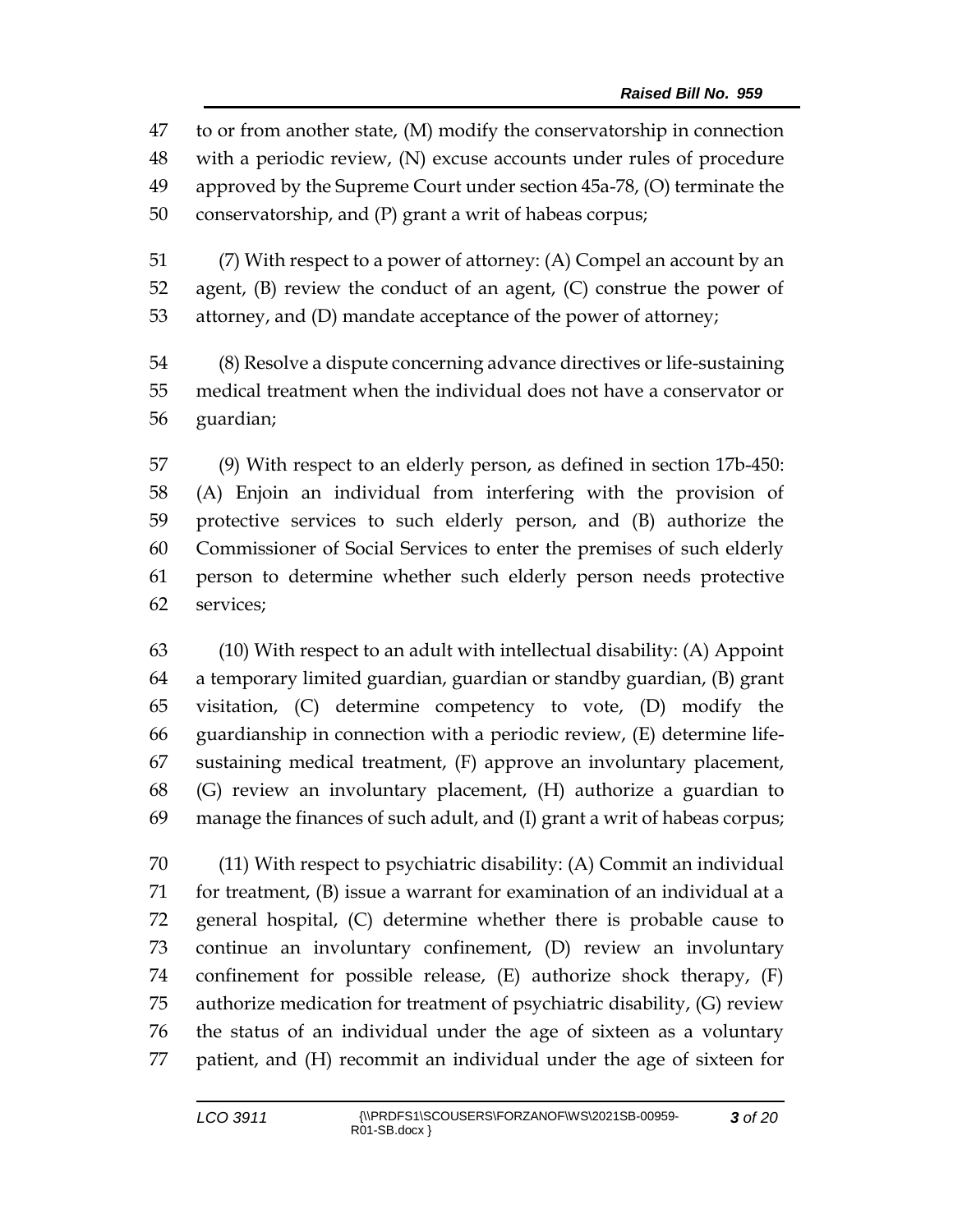to or from another state, (M) modify the conservatorship in connection with a periodic review, (N) excuse accounts under rules of procedure approved by the Supreme Court under section 45a-78, (O) terminate the conservatorship, and (P) grant a writ of habeas corpus;

(7) With respect to a power of attorney: (A) Compel an account by an agent, (B) review the conduct of an agent, (C) construe the power of attorney, and (D) mandate acceptance of the power of attorney;

(8) Resolve a dispute concerning advance directives or life-sustaining medical treatment when the individual does not have a conservator or guardian;

(9) With respect to an elderly person, as defined in section 17b-450: (A) Enjoin an individual from interfering with the provision of protective services to such elderly person, and (B) authorize the Commissioner of Social Services to enter the premises of such elderly person to determine whether such elderly person needs protective services;

(10) With respect to an adult with intellectual disability: (A) Appoint a temporary limited guardian, guardian or standby guardian, (B) grant visitation, (C) determine competency to vote, (D) modify the guardianship in connection with a periodic review, (E) determine life-sustaining medical treatment, (F) approve an involuntary placement, (G) review an involuntary placement, (H) authorize a guardian to manage the finances of such adult, and (I) grant a writ of habeas corpus;

(11) With respect to psychiatric disability: (A) Commit an individual for treatment, (B) issue a warrant for examination of an individual at a general hospital, (C) determine whether there is probable cause to continue an involuntary confinement, (D) review an involuntary confinement for possible release, (E) authorize shock therapy, (F) authorize medication for treatment of psychiatric disability, (G) review the status of an individual under the age of sixteen as a voluntary patient, and (H) recommit an individual under the age of sixteen for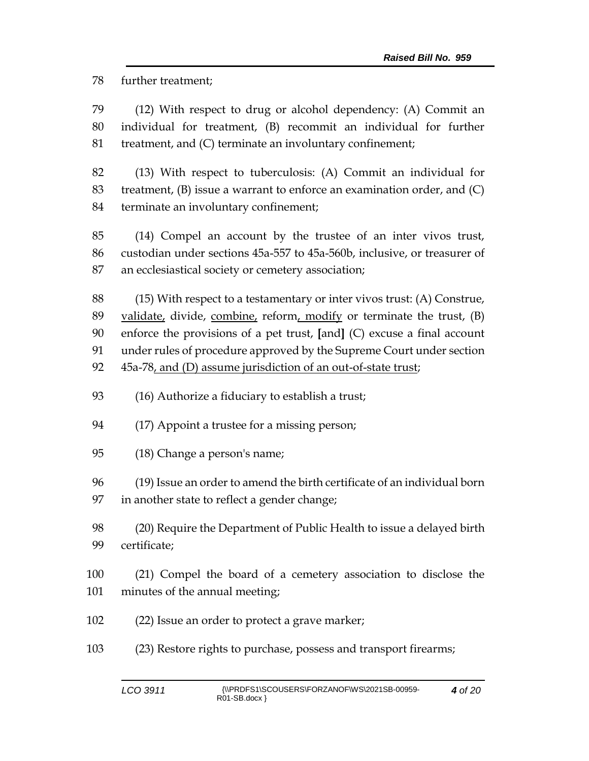78 further treatment;

79 (12) With respect to drug or alcohol dependency: (A) Commit an
80 individual for treatment, (B) recommit an individual for further
81 treatment, and (C) terminate an involuntary confinement;

82 (13) With respect to tuberculosis: (A) Commit an individual for
83 treatment, (B) issue a warrant to enforce an examination order, and (C)
84 terminate an involuntary confinement;

85 (14) Compel an account by the trustee of an inter vivos trust,
86 custodian under sections 45a-557 to 45a-560b, inclusive, or treasurer of
87 an ecclesiastical society or cemetery association;

88 (15) With respect to a testamentary or inter vivos trust: (A) Construe,
89 <u>validate,</u> divide, <u>combine,</u> reform<u>, modify</u> or terminate the trust, (B)
90 enforce the provisions of a pet trust, **[**and**]** (C) excuse a final account
91 under rules of procedure approved by the Supreme Court under section
92 45a-78<u>, and (D) assume jurisdiction of an out-of-state trust</u>;

93 (16) Authorize a fiduciary to establish a trust;

94 (17) Appoint a trustee for a missing person;

95 (18) Change a person's name;

96 (19) Issue an order to amend the birth certificate of an individual born
97 in another state to reflect a gender change;

98 (20) Require the Department of Public Health to issue a delayed birth
99 certificate;

100 (21) Compel the board of a cemetery association to disclose the
101 minutes of the annual meeting;

102 (22) Issue an order to protect a grave marker;

103 (23) Restore rights to purchase, possess and transport firearms;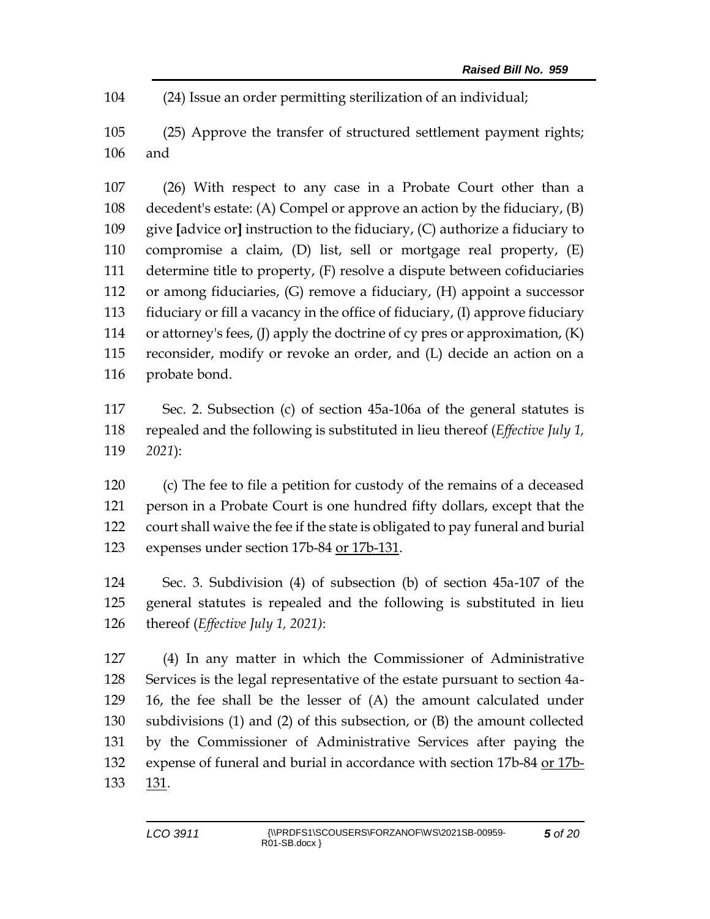(24) Issue an order permitting sterilization of an individual;

(25) Approve the transfer of structured settlement payment rights; and

(26) With respect to any case in a Probate Court other than a decedent's estate: (A) Compel or approve an action by the fiduciary, (B) give [advice or] instruction to the fiduciary, (C) authorize a fiduciary to compromise a claim, (D) list, sell or mortgage real property, (E) determine title to property, (F) resolve a dispute between cofiduciaries or among fiduciaries, (G) remove a fiduciary, (H) appoint a successor fiduciary or fill a vacancy in the office of fiduciary, (I) approve fiduciary or attorney's fees, (J) apply the doctrine of cy pres or approximation, (K) reconsider, modify or revoke an order, and (L) decide an action on a probate bond.

Sec. 2. Subsection (c) of section 45a-106a of the general statutes is repealed and the following is substituted in lieu thereof (*Effective July 1, 2021*):

(c) The fee to file a petition for custody of the remains of a deceased person in a Probate Court is one hundred fifty dollars, except that the court shall waive the fee if the state is obligated to pay funeral and burial expenses under section 17b-84 <u>or 17b-131</u>.

Sec. 3. Subdivision (4) of subsection (b) of section 45a-107 of the general statutes is repealed and the following is substituted in lieu thereof (*Effective July 1, 2021)*:

(4) In any matter in which the Commissioner of Administrative Services is the legal representative of the estate pursuant to section 4a-16, the fee shall be the lesser of (A) the amount calculated under subdivisions (1) and (2) of this subsection, or (B) the amount collected by the Commissioner of Administrative Services after paying the expense of funeral and burial in accordance with section 17b-84 <u>or 17b-131</u>.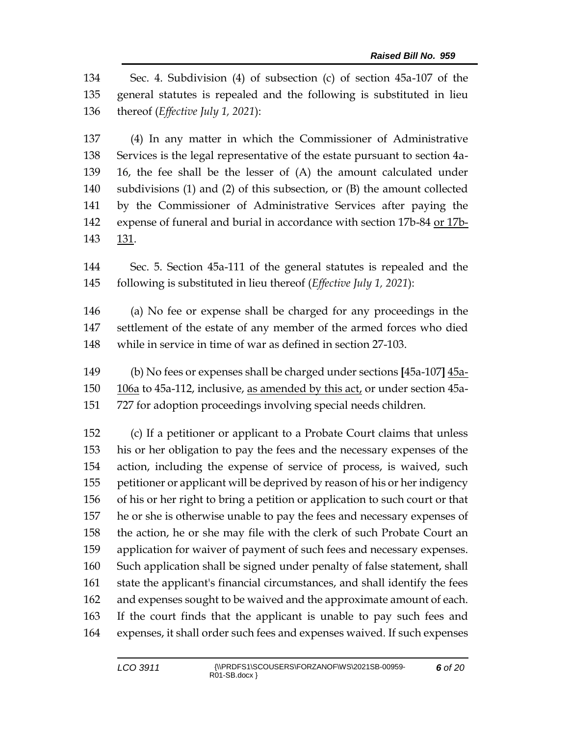Sec. 4. Subdivision (4) of subsection (c) of section 45a-107 of the general statutes is repealed and the following is substituted in lieu thereof (*Effective July 1, 2021*):

(4) In any matter in which the Commissioner of Administrative Services is the legal representative of the estate pursuant to section 4a-16, the fee shall be the lesser of (A) the amount calculated under subdivisions (1) and (2) of this subsection, or (B) the amount collected by the Commissioner of Administrative Services after paying the expense of funeral and burial in accordance with section 17b-84 <u>or 17b-131</u>.

Sec. 5. Section 45a-111 of the general statutes is repealed and the following is substituted in lieu thereof (*Effective July 1, 2021*):

(a) No fee or expense shall be charged for any proceedings in the settlement of the estate of any member of the armed forces who died while in service in time of war as defined in section 27-103.

(b) No fees or expenses shall be charged under sections **[**45a-107**]** <u>45a-106a</u> to 45a-112, inclusive, <u>as amended by this act,</u> or under section 45a-727 for adoption proceedings involving special needs children.

(c) If a petitioner or applicant to a Probate Court claims that unless his or her obligation to pay the fees and the necessary expenses of the action, including the expense of service of process, is waived, such petitioner or applicant will be deprived by reason of his or her indigency of his or her right to bring a petition or application to such court or that he or she is otherwise unable to pay the fees and necessary expenses of the action, he or she may file with the clerk of such Probate Court an application for waiver of payment of such fees and necessary expenses. Such application shall be signed under penalty of false statement, shall state the applicant's financial circumstances, and shall identify the fees and expenses sought to be waived and the approximate amount of each. If the court finds that the applicant is unable to pay such fees and expenses, it shall order such fees and expenses waived. If such expenses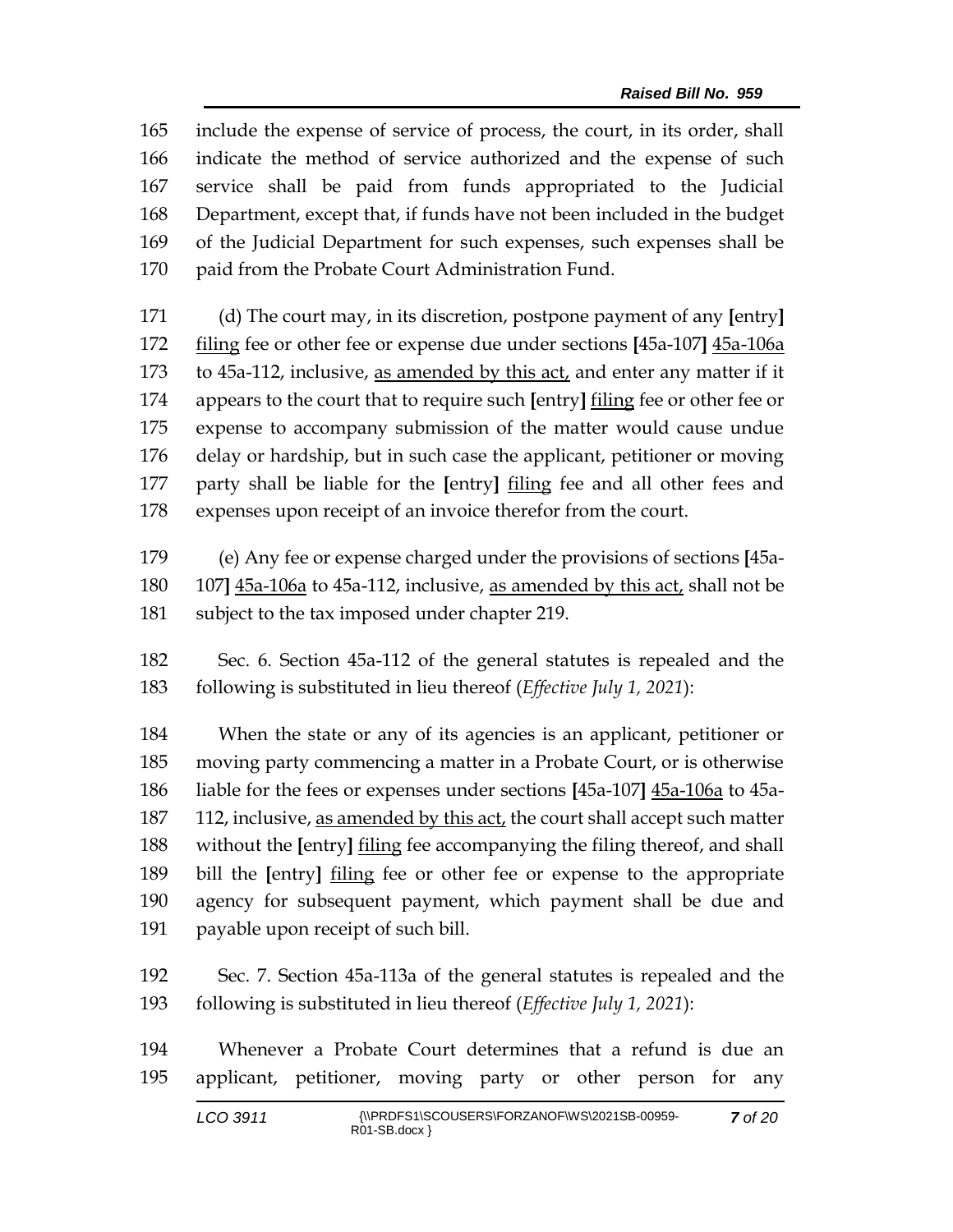165 include the expense of service of process, the court, in its order, shall
166 indicate the method of service authorized and the expense of such
167 service shall be paid from funds appropriated to the Judicial
168 Department, except that, if funds have not been included in the budget
169 of the Judicial Department for such expenses, such expenses shall be
170 paid from the Probate Court Administration Fund.

171 (d) The court may, in its discretion, postpone payment of any **[**entry**]**
172 filing fee or other fee or expense due under sections **[**45a-107**]** 45a-106a
173 to 45a-112, inclusive, as amended by this act, and enter any matter if it
174 appears to the court that to require such **[**entry**]** filing fee or other fee or
175 expense to accompany submission of the matter would cause undue
176 delay or hardship, but in such case the applicant, petitioner or moving
177 party shall be liable for the **[**entry**]** filing fee and all other fees and
178 expenses upon receipt of an invoice therefor from the court.

179 (e) Any fee or expense charged under the provisions of sections **[**45a-
180 107**]** 45a-106a to 45a-112, inclusive, as amended by this act, shall not be
181 subject to the tax imposed under chapter 219.

182 Sec. 6. Section 45a-112 of the general statutes is repealed and the
183 following is substituted in lieu thereof (*Effective July 1, 2021*):

184 When the state or any of its agencies is an applicant, petitioner or
185 moving party commencing a matter in a Probate Court, or is otherwise
186 liable for the fees or expenses under sections **[**45a-107**]** 45a-106a to 45a-
187 112, inclusive, as amended by this act, the court shall accept such matter
188 without the **[**entry**]** filing fee accompanying the filing thereof, and shall
189 bill the **[**entry**]** filing fee or other fee or expense to the appropriate
190 agency for subsequent payment, which payment shall be due and
191 payable upon receipt of such bill.

192 Sec. 7. Section 45a-113a of the general statutes is repealed and the
193 following is substituted in lieu thereof (*Effective July 1, 2021*):

194 Whenever a Probate Court determines that a refund is due an
195 applicant, petitioner, moving party or other person for any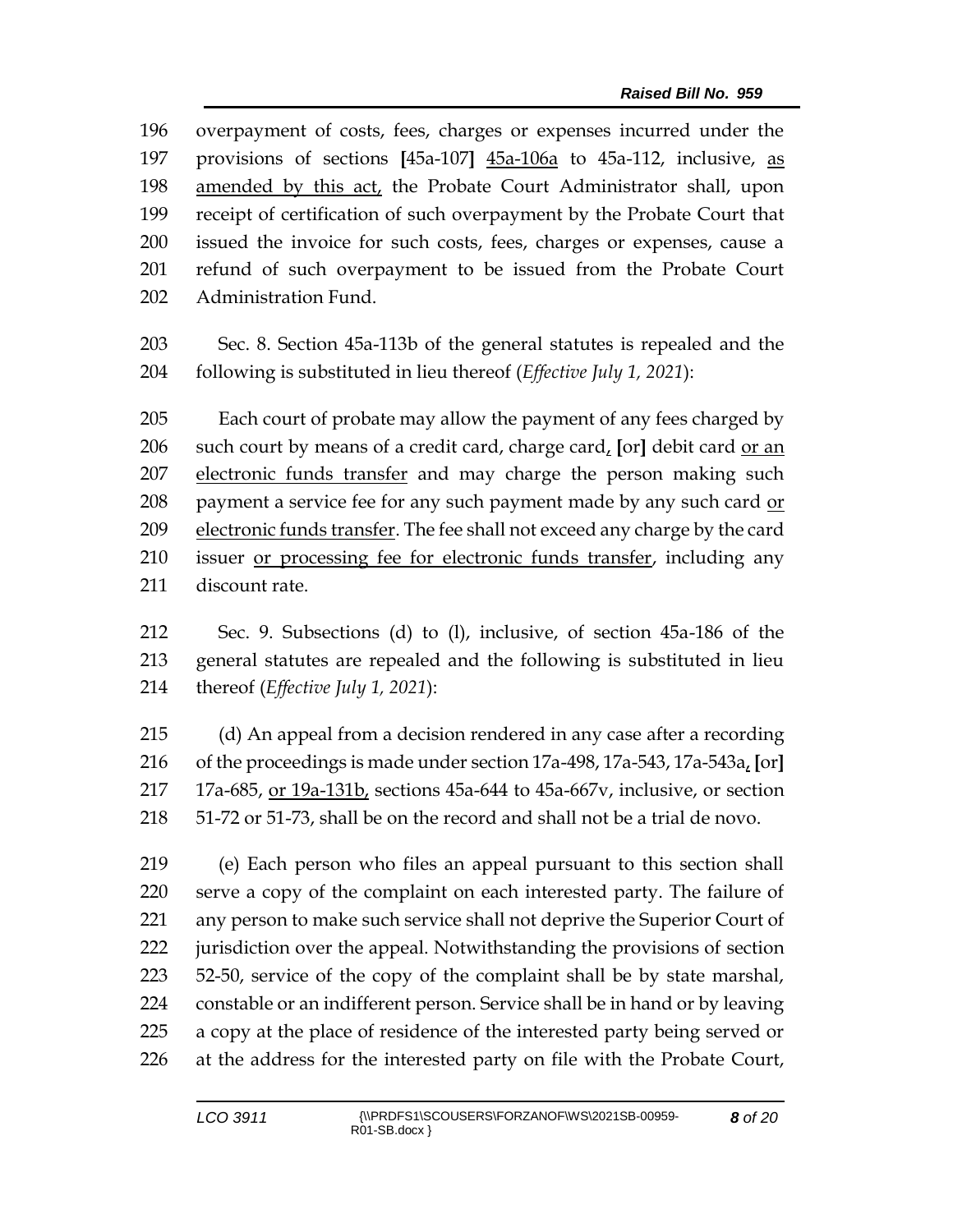overpayment of costs, fees, charges or expenses incurred under the provisions of sections [45a-107] 45a-106a to 45a-112, inclusive, as amended by this act, the Probate Court Administrator shall, upon receipt of certification of such overpayment by the Probate Court that issued the invoice for such costs, fees, charges or expenses, cause a refund of such overpayment to be issued from the Probate Court Administration Fund.

Sec. 8. Section 45a-113b of the general statutes is repealed and the following is substituted in lieu thereof (*Effective July 1, 2021*):

Each court of probate may allow the payment of any fees charged by such court by means of a credit card, charge card, [or] debit card or an electronic funds transfer and may charge the person making such payment a service fee for any such payment made by any such card or electronic funds transfer. The fee shall not exceed any charge by the card issuer or processing fee for electronic funds transfer, including any discount rate.

Sec. 9. Subsections (d) to (l), inclusive, of section 45a-186 of the general statutes are repealed and the following is substituted in lieu thereof (*Effective July 1, 2021*):

(d) An appeal from a decision rendered in any case after a recording of the proceedings is made under section 17a-498, 17a-543, 17a-543a, [or] 17a-685, or 19a-131b, sections 45a-644 to 45a-667v, inclusive, or section 51-72 or 51-73, shall be on the record and shall not be a trial de novo.

(e) Each person who files an appeal pursuant to this section shall serve a copy of the complaint on each interested party. The failure of any person to make such service shall not deprive the Superior Court of jurisdiction over the appeal. Notwithstanding the provisions of section 52-50, service of the copy of the complaint shall be by state marshal, constable or an indifferent person. Service shall be in hand or by leaving a copy at the place of residence of the interested party being served or at the address for the interested party on file with the Probate Court,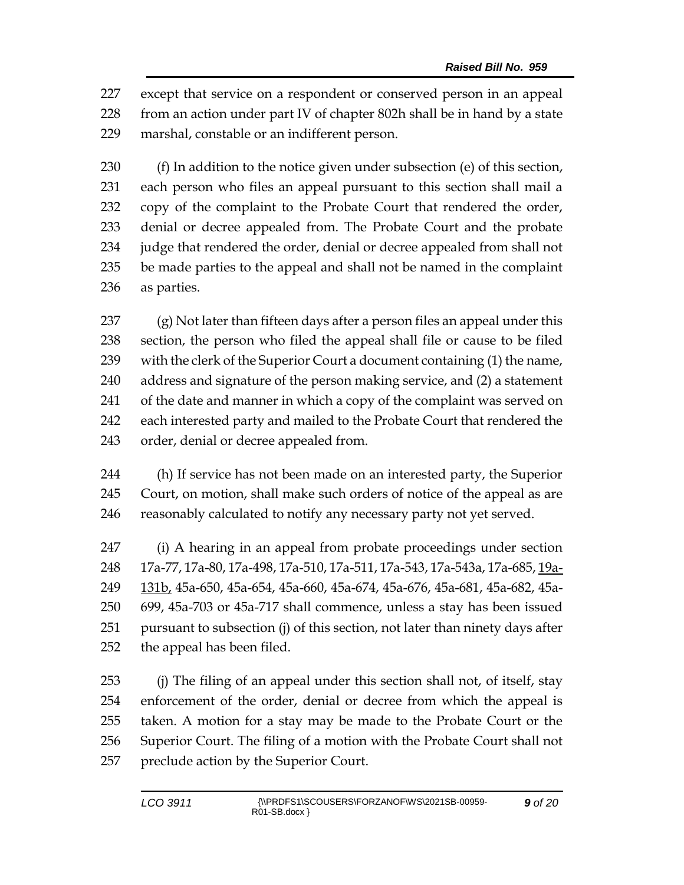except that service on a respondent or conserved person in an appeal from an action under part IV of chapter 802h shall be in hand by a state marshal, constable or an indifferent person.

(f) In addition to the notice given under subsection (e) of this section, each person who files an appeal pursuant to this section shall mail a copy of the complaint to the Probate Court that rendered the order, denial or decree appealed from. The Probate Court and the probate judge that rendered the order, denial or decree appealed from shall not be made parties to the appeal and shall not be named in the complaint as parties.

(g) Not later than fifteen days after a person files an appeal under this section, the person who filed the appeal shall file or cause to be filed with the clerk of the Superior Court a document containing (1) the name, address and signature of the person making service, and (2) a statement of the date and manner in which a copy of the complaint was served on each interested party and mailed to the Probate Court that rendered the order, denial or decree appealed from.

(h) If service has not been made on an interested party, the Superior Court, on motion, shall make such orders of notice of the appeal as are reasonably calculated to notify any necessary party not yet served.

(i) A hearing in an appeal from probate proceedings under section 17a-77, 17a-80, 17a-498, 17a-510, 17a-511, 17a-543, 17a-543a, 17a-685, 19a-131b, 45a-650, 45a-654, 45a-660, 45a-674, 45a-676, 45a-681, 45a-682, 45a-699, 45a-703 or 45a-717 shall commence, unless a stay has been issued pursuant to subsection (j) of this section, not later than ninety days after the appeal has been filed.

(j) The filing of an appeal under this section shall not, of itself, stay enforcement of the order, denial or decree from which the appeal is taken. A motion for a stay may be made to the Probate Court or the Superior Court. The filing of a motion with the Probate Court shall not preclude action by the Superior Court.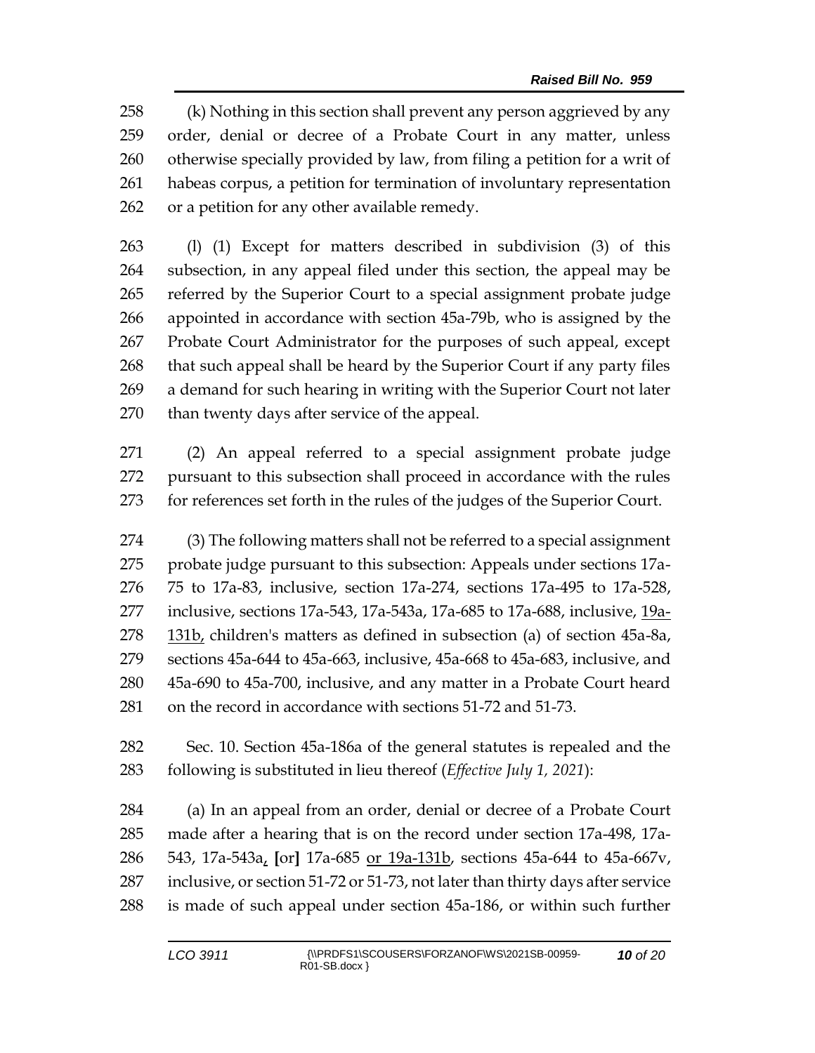258 (k) Nothing in this section shall prevent any person aggrieved by any
259 order, denial or decree of a Probate Court in any matter, unless
260 otherwise specially provided by law, from filing a petition for a writ of
261 habeas corpus, a petition for termination of involuntary representation
262 or a petition for any other available remedy.

263 (l) (1) Except for matters described in subdivision (3) of this
264 subsection, in any appeal filed under this section, the appeal may be
265 referred by the Superior Court to a special assignment probate judge
266 appointed in accordance with section 45a-79b, who is assigned by the
267 Probate Court Administrator for the purposes of such appeal, except
268 that such appeal shall be heard by the Superior Court if any party files
269 a demand for such hearing in writing with the Superior Court not later
270 than twenty days after service of the appeal.

271 (2) An appeal referred to a special assignment probate judge
272 pursuant to this subsection shall proceed in accordance with the rules
273 for references set forth in the rules of the judges of the Superior Court.

274 (3) The following matters shall not be referred to a special assignment
275 probate judge pursuant to this subsection: Appeals under sections 17a-
276 75 to 17a-83, inclusive, section 17a-274, sections 17a-495 to 17a-528,
277 inclusive, sections 17a-543, 17a-543a, 17a-685 to 17a-688, inclusive, <u>19a-</u>
278 <u>131b,</u> children's matters as defined in subsection (a) of section 45a-8a,
279 sections 45a-644 to 45a-663, inclusive, 45a-668 to 45a-683, inclusive, and
280 45a-690 to 45a-700, inclusive, and any matter in a Probate Court heard
281 on the record in accordance with sections 51-72 and 51-73.

282 Sec. 10. Section 45a-186a of the general statutes is repealed and the
283 following is substituted in lieu thereof (*Effective July 1, 2021*):

284 (a) In an appeal from an order, denial or decree of a Probate Court
285 made after a hearing that is on the record under section 17a-498, 17a-
286 543, 17a-543a<u>,</u> [or] 17a-685 <u>or 19a-131b</u>, sections 45a-644 to 45a-667v,
287 inclusive, or section 51-72 or 51-73, not later than thirty days after service
288 is made of such appeal under section 45a-186, or within such further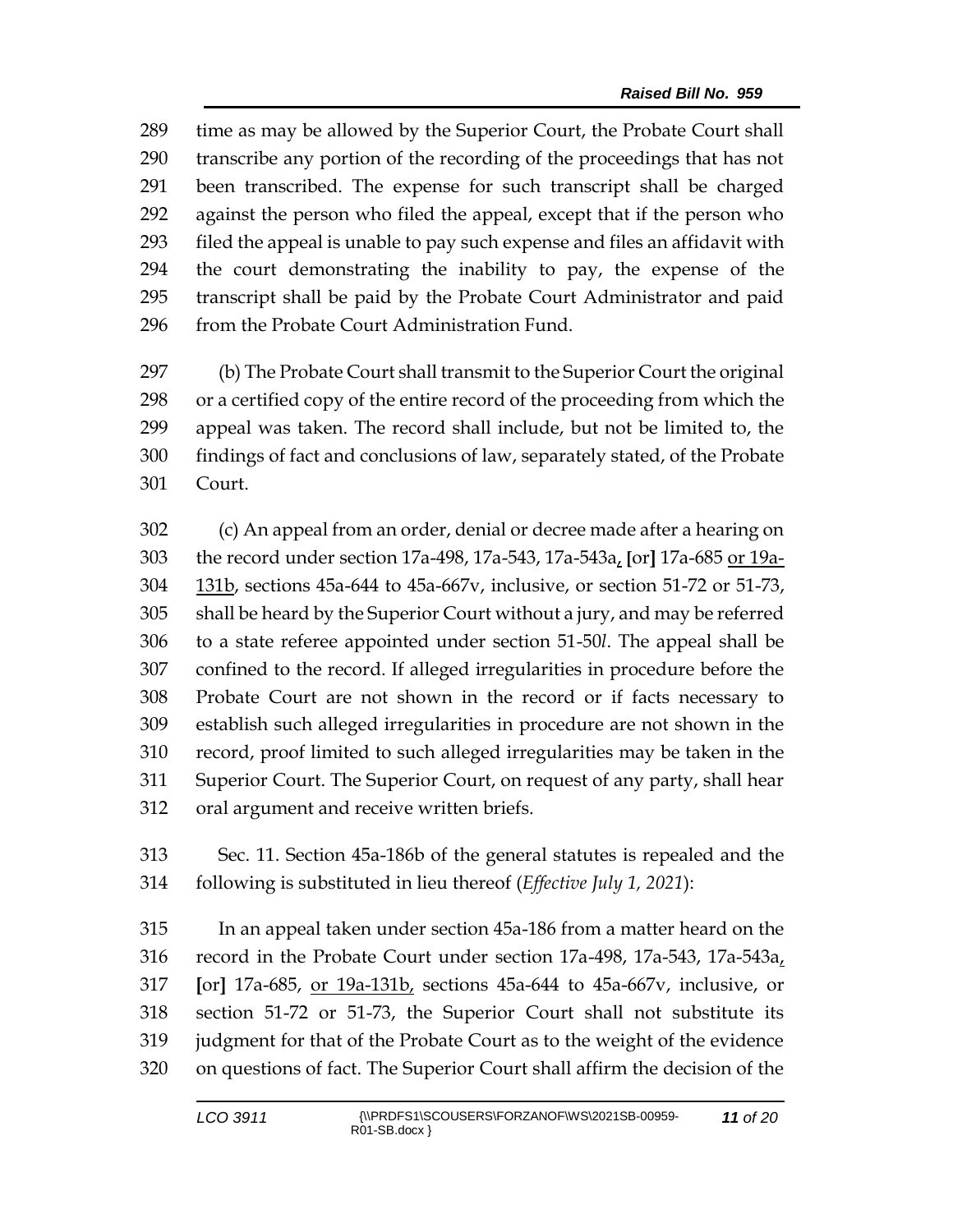time as may be allowed by the Superior Court, the Probate Court shall transcribe any portion of the recording of the proceedings that has not been transcribed. The expense for such transcript shall be charged against the person who filed the appeal, except that if the person who filed the appeal is unable to pay such expense and files an affidavit with the court demonstrating the inability to pay, the expense of the transcript shall be paid by the Probate Court Administrator and paid from the Probate Court Administration Fund.

(b) The Probate Court shall transmit to the Superior Court the original or a certified copy of the entire record of the proceeding from which the appeal was taken. The record shall include, but not be limited to, the findings of fact and conclusions of law, separately stated, of the Probate Court.

(c) An appeal from an order, denial or decree made after a hearing on the record under section 17a-498, 17a-543, 17a-543a, [or] 17a-685 or 19a-131b, sections 45a-644 to 45a-667v, inclusive, or section 51-72 or 51-73, shall be heard by the Superior Court without a jury, and may be referred to a state referee appointed under section 51-50*l*. The appeal shall be confined to the record. If alleged irregularities in procedure before the Probate Court are not shown in the record or if facts necessary to establish such alleged irregularities in procedure are not shown in the record, proof limited to such alleged irregularities may be taken in the Superior Court. The Superior Court, on request of any party, shall hear oral argument and receive written briefs.

Sec. 11. Section 45a-186b of the general statutes is repealed and the following is substituted in lieu thereof (*Effective July 1, 2021*):

In an appeal taken under section 45a-186 from a matter heard on the record in the Probate Court under section 17a-498, 17a-543, 17a-543a, [or] 17a-685, or 19a-131b, sections 45a-644 to 45a-667v, inclusive, or section 51-72 or 51-73, the Superior Court shall not substitute its judgment for that of the Probate Court as to the weight of the evidence on questions of fact. The Superior Court shall affirm the decision of the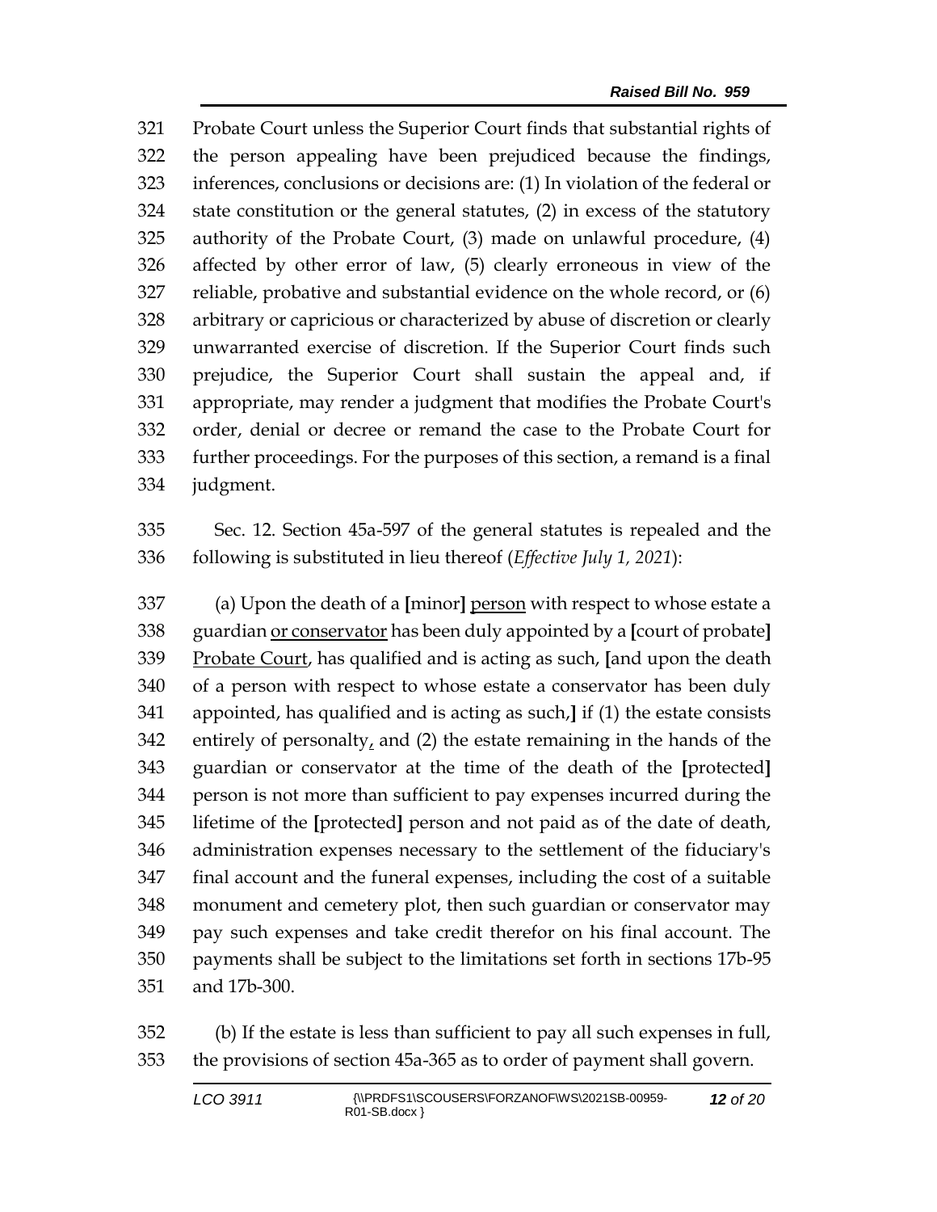321 Probate Court unless the Superior Court finds that substantial rights of
322 the person appealing have been prejudiced because the findings,
323 inferences, conclusions or decisions are: (1) In violation of the federal or
324 state constitution or the general statutes, (2) in excess of the statutory
325 authority of the Probate Court, (3) made on unlawful procedure, (4)
326 affected by other error of law, (5) clearly erroneous in view of the
327 reliable, probative and substantial evidence on the whole record, or (6)
328 arbitrary or capricious or characterized by abuse of discretion or clearly
329 unwarranted exercise of discretion. If the Superior Court finds such
330 prejudice, the Superior Court shall sustain the appeal and, if
331 appropriate, may render a judgment that modifies the Probate Court's
332 order, denial or decree or remand the case to the Probate Court for
333 further proceedings. For the purposes of this section, a remand is a final
334 judgment.

335 Sec. 12. Section 45a-597 of the general statutes is repealed and the
336 following is substituted in lieu thereof (*Effective July 1, 2021*):

337 (a) Upon the death of a **[**minor**]** <u>person</u> with respect to whose estate a
338 guardian <u>or conservator</u> has been duly appointed by a **[**court of probate**]**
339 <u>Probate Court</u>, has qualified and is acting as such, **[**and upon the death
340 of a person with respect to whose estate a conservator has been duly
341 appointed, has qualified and is acting as such,**]** if (1) the estate consists
342 entirely of personalty<u>,</u> and (2) the estate remaining in the hands of the
343 guardian or conservator at the time of the death of the **[**protected**]**
344 person is not more than sufficient to pay expenses incurred during the
345 lifetime of the **[**protected**]** person and not paid as of the date of death,
346 administration expenses necessary to the settlement of the fiduciary's
347 final account and the funeral expenses, including the cost of a suitable
348 monument and cemetery plot, then such guardian or conservator may
349 pay such expenses and take credit therefor on his final account. The
350 payments shall be subject to the limitations set forth in sections 17b-95
351 and 17b-300.

352 (b) If the estate is less than sufficient to pay all such expenses in full,
353 the provisions of section 45a-365 as to order of payment shall govern.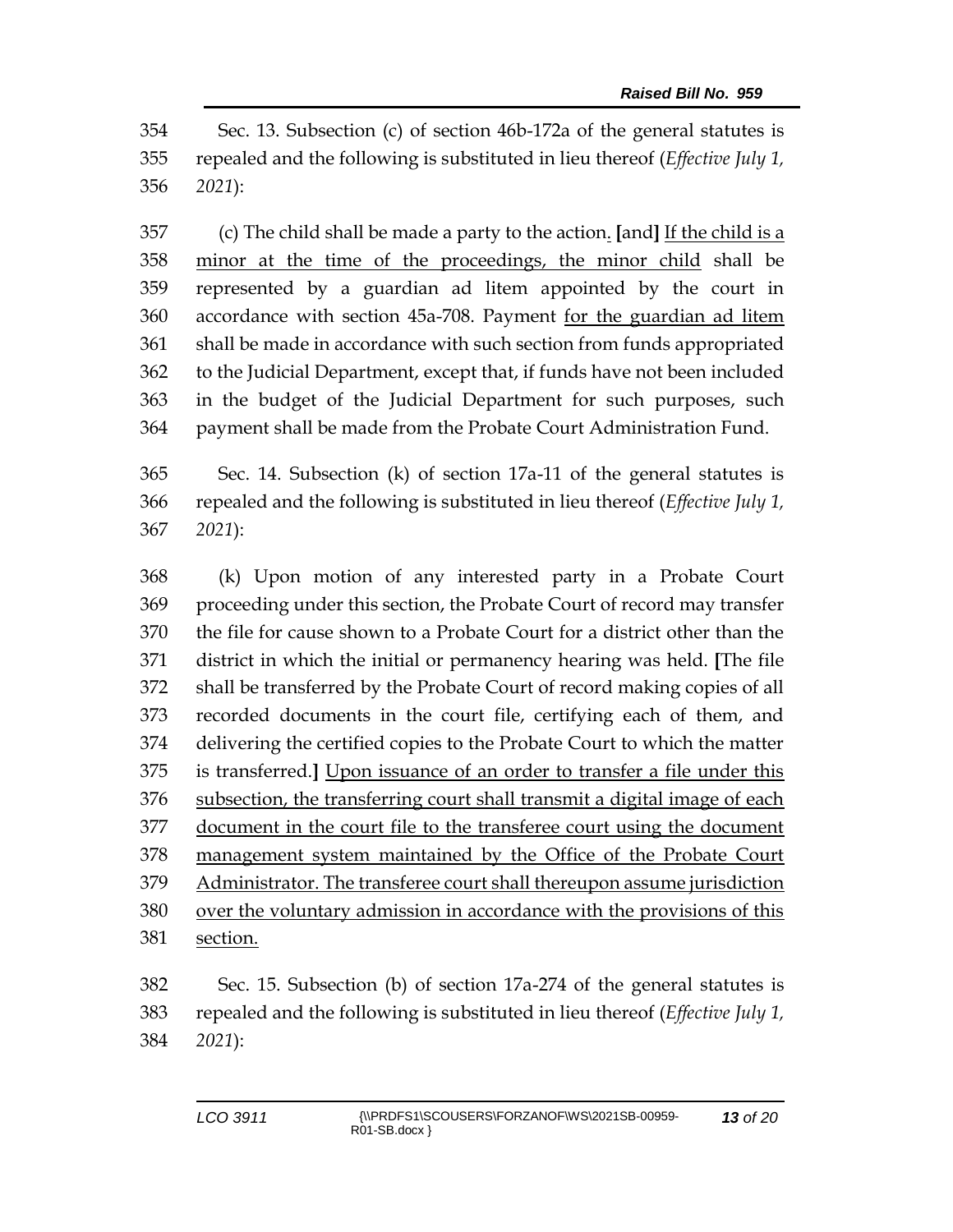Sec. 13. Subsection (c) of section 46b-172a of the general statutes is repealed and the following is substituted in lieu thereof (*Effective July 1, 2021*):

(c) The child shall be made a party to the action. **[**and**]** If the child is a minor at the time of the proceedings, the minor child shall be represented by a guardian ad litem appointed by the court in accordance with section 45a-708. Payment for the guardian ad litem shall be made in accordance with such section from funds appropriated to the Judicial Department, except that, if funds have not been included in the budget of the Judicial Department for such purposes, such payment shall be made from the Probate Court Administration Fund.

Sec. 14. Subsection (k) of section 17a-11 of the general statutes is repealed and the following is substituted in lieu thereof (*Effective July 1, 2021*):

(k) Upon motion of any interested party in a Probate Court proceeding under this section, the Probate Court of record may transfer the file for cause shown to a Probate Court for a district other than the district in which the initial or permanency hearing was held. **[**The file shall be transferred by the Probate Court of record making copies of all recorded documents in the court file, certifying each of them, and delivering the certified copies to the Probate Court to which the matter is transferred.**]** Upon issuance of an order to transfer a file under this subsection, the transferring court shall transmit a digital image of each document in the court file to the transferee court using the document management system maintained by the Office of the Probate Court Administrator. The transferee court shall thereupon assume jurisdiction over the voluntary admission in accordance with the provisions of this section.

Sec. 15. Subsection (b) of section 17a-274 of the general statutes is repealed and the following is substituted in lieu thereof (*Effective July 1, 2021*):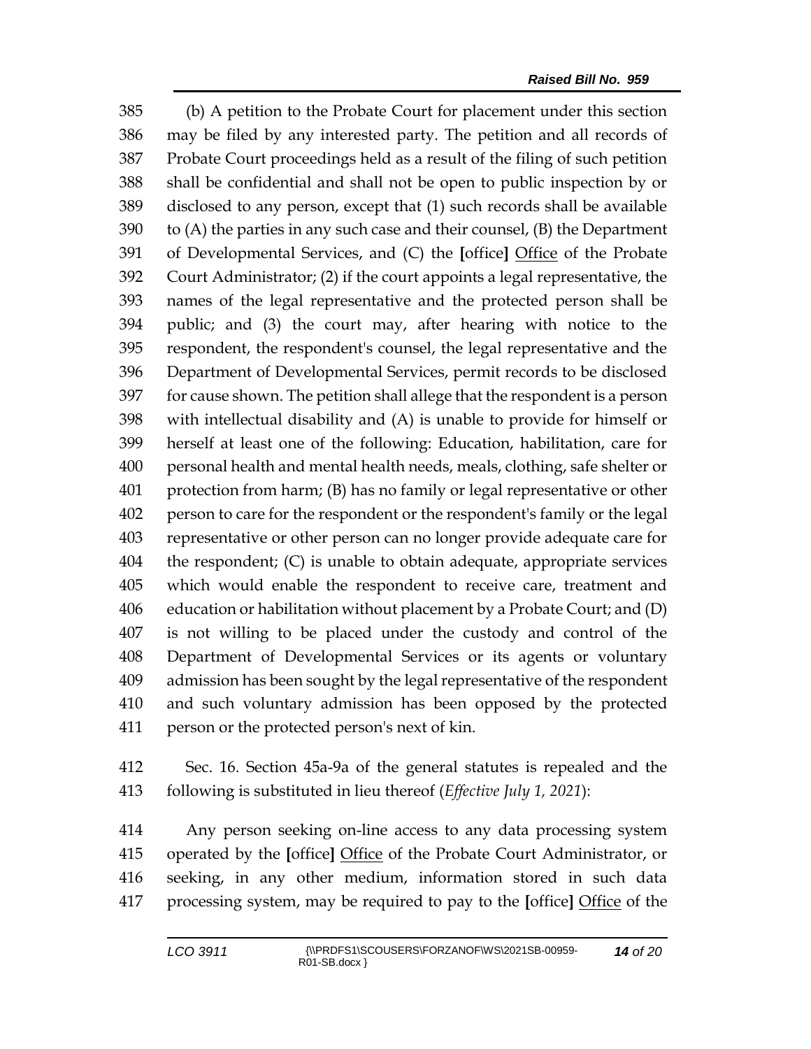385 (b) A petition to the Probate Court for placement under this section
386 may be filed by any interested party. The petition and all records of
387 Probate Court proceedings held as a result of the filing of such petition
388 shall be confidential and shall not be open to public inspection by or
389 disclosed to any person, except that (1) such records shall be available
390 to (A) the parties in any such case and their counsel, (B) the Department
391 of Developmental Services, and (C) the [office] <u>Office</u> of the Probate
392 Court Administrator; (2) if the court appoints a legal representative, the
393 names of the legal representative and the protected person shall be
394 public; and (3) the court may, after hearing with notice to the
395 respondent, the respondent's counsel, the legal representative and the
396 Department of Developmental Services, permit records to be disclosed
397 for cause shown. The petition shall allege that the respondent is a person
398 with intellectual disability and (A) is unable to provide for himself or
399 herself at least one of the following: Education, habilitation, care for
400 personal health and mental health needs, meals, clothing, safe shelter or
401 protection from harm; (B) has no family or legal representative or other
402 person to care for the respondent or the respondent's family or the legal
403 representative or other person can no longer provide adequate care for
404 the respondent; (C) is unable to obtain adequate, appropriate services
405 which would enable the respondent to receive care, treatment and
406 education or habilitation without placement by a Probate Court; and (D)
407 is not willing to be placed under the custody and control of the
408 Department of Developmental Services or its agents or voluntary
409 admission has been sought by the legal representative of the respondent
410 and such voluntary admission has been opposed by the protected
411 person or the protected person's next of kin.

412 Sec. 16. Section 45a-9a of the general statutes is repealed and the
413 following is substituted in lieu thereof (*Effective July 1, 2021*):

414 Any person seeking on-line access to any data processing system
415 operated by the [office] <u>Office</u> of the Probate Court Administrator, or
416 seeking, in any other medium, information stored in such data
417 processing system, may be required to pay to the [office] <u>Office</u> of the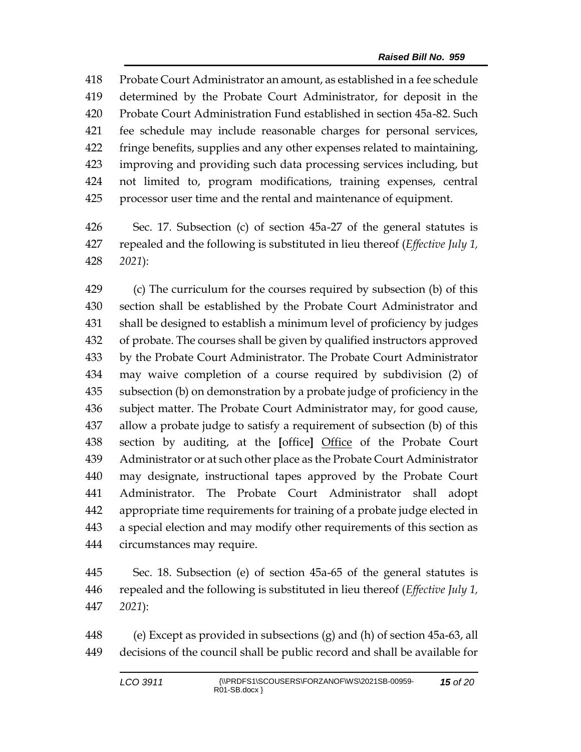418 Probate Court Administrator an amount, as established in a fee schedule
419 determined by the Probate Court Administrator, for deposit in the
420 Probate Court Administration Fund established in section 45a-82. Such
421 fee schedule may include reasonable charges for personal services,
422 fringe benefits, supplies and any other expenses related to maintaining,
423 improving and providing such data processing services including, but
424 not limited to, program modifications, training expenses, central
425 processor user time and the rental and maintenance of equipment.

426 Sec. 17. Subsection (c) of section 45a-27 of the general statutes is
427 repealed and the following is substituted in lieu thereof (*Effective July 1,*
428 *2021*):

429 (c) The curriculum for the courses required by subsection (b) of this
430 section shall be established by the Probate Court Administrator and
431 shall be designed to establish a minimum level of proficiency by judges
432 of probate. The courses shall be given by qualified instructors approved
433 by the Probate Court Administrator. The Probate Court Administrator
434 may waive completion of a course required by subdivision (2) of
435 subsection (b) on demonstration by a probate judge of proficiency in the
436 subject matter. The Probate Court Administrator may, for good cause,
437 allow a probate judge to satisfy a requirement of subsection (b) of this
438 section by auditing, at the **[**office**]** <u>Office</u> of the Probate Court
439 Administrator or at such other place as the Probate Court Administrator
440 may designate, instructional tapes approved by the Probate Court
441 Administrator. The Probate Court Administrator shall adopt
442 appropriate time requirements for training of a probate judge elected in
443 a special election and may modify other requirements of this section as
444 circumstances may require.

445 Sec. 18. Subsection (e) of section 45a-65 of the general statutes is
446 repealed and the following is substituted in lieu thereof (*Effective July 1,*
447 *2021*):

448 (e) Except as provided in subsections (g) and (h) of section 45a-63, all
449 decisions of the council shall be public record and shall be available for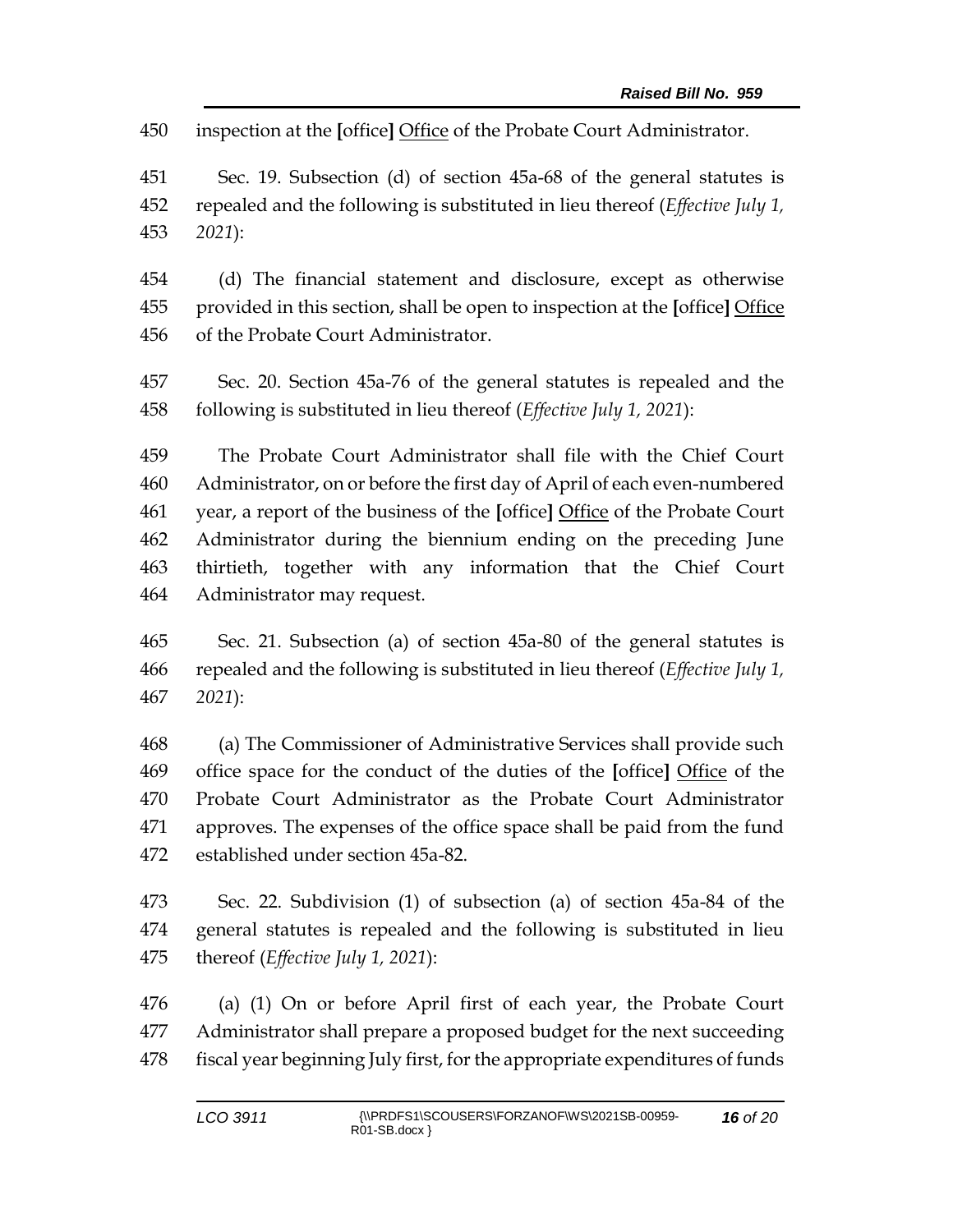inspection at the [office] <u>Office</u> of the Probate Court Administrator.

Sec. 19. Subsection (d) of section 45a-68 of the general statutes is repealed and the following is substituted in lieu thereof (*Effective July 1, 2021*):

(d) The financial statement and disclosure, except as otherwise provided in this section, shall be open to inspection at the [office] <u>Office</u> of the Probate Court Administrator.

Sec. 20. Section 45a-76 of the general statutes is repealed and the following is substituted in lieu thereof (*Effective July 1, 2021*):

The Probate Court Administrator shall file with the Chief Court Administrator, on or before the first day of April of each even-numbered year, a report of the business of the [office] <u>Office</u> of the Probate Court Administrator during the biennium ending on the preceding June thirtieth, together with any information that the Chief Court Administrator may request.

Sec. 21. Subsection (a) of section 45a-80 of the general statutes is repealed and the following is substituted in lieu thereof (*Effective July 1, 2021*):

(a) The Commissioner of Administrative Services shall provide such office space for the conduct of the duties of the [office] <u>Office</u> of the Probate Court Administrator as the Probate Court Administrator approves. The expenses of the office space shall be paid from the fund established under section 45a-82.

Sec. 22. Subdivision (1) of subsection (a) of section 45a-84 of the general statutes is repealed and the following is substituted in lieu thereof (*Effective July 1, 2021*):

(a) (1) On or before April first of each year, the Probate Court Administrator shall prepare a proposed budget for the next succeeding fiscal year beginning July first, for the appropriate expenditures of funds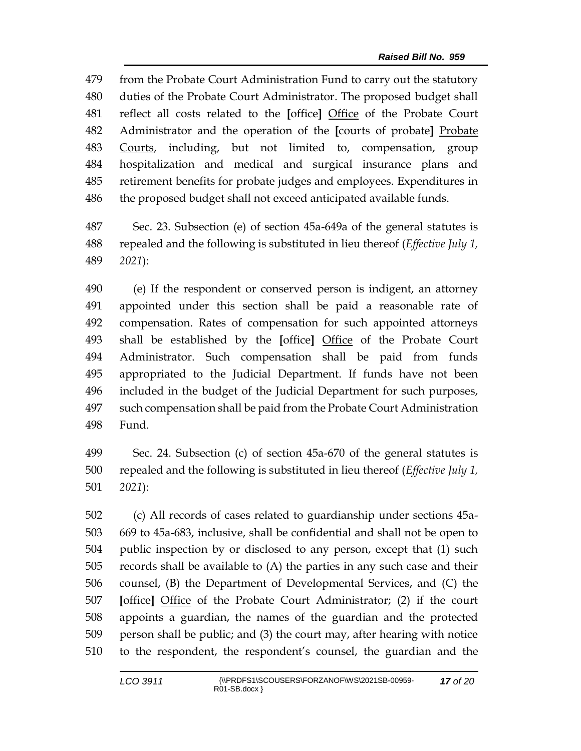from the Probate Court Administration Fund to carry out the statutory duties of the Probate Court Administrator. The proposed budget shall reflect all costs related to the [office] Office of the Probate Court Administrator and the operation of the [courts of probate] Probate Courts, including, but not limited to, compensation, group hospitalization and medical and surgical insurance plans and retirement benefits for probate judges and employees. Expenditures in the proposed budget shall not exceed anticipated available funds.

Sec. 23. Subsection (e) of section 45a-649a of the general statutes is repealed and the following is substituted in lieu thereof (*Effective July 1, 2021*):

(e) If the respondent or conserved person is indigent, an attorney appointed under this section shall be paid a reasonable rate of compensation. Rates of compensation for such appointed attorneys shall be established by the [office] Office of the Probate Court Administrator. Such compensation shall be paid from funds appropriated to the Judicial Department. If funds have not been included in the budget of the Judicial Department for such purposes, such compensation shall be paid from the Probate Court Administration Fund.

Sec. 24. Subsection (c) of section 45a-670 of the general statutes is repealed and the following is substituted in lieu thereof (*Effective July 1, 2021*):

(c) All records of cases related to guardianship under sections 45a-669 to 45a-683, inclusive, shall be confidential and shall not be open to public inspection by or disclosed to any person, except that (1) such records shall be available to (A) the parties in any such case and their counsel, (B) the Department of Developmental Services, and (C) the [office] Office of the Probate Court Administrator; (2) if the court appoints a guardian, the names of the guardian and the protected person shall be public; and (3) the court may, after hearing with notice to the respondent, the respondent's counsel, the guardian and the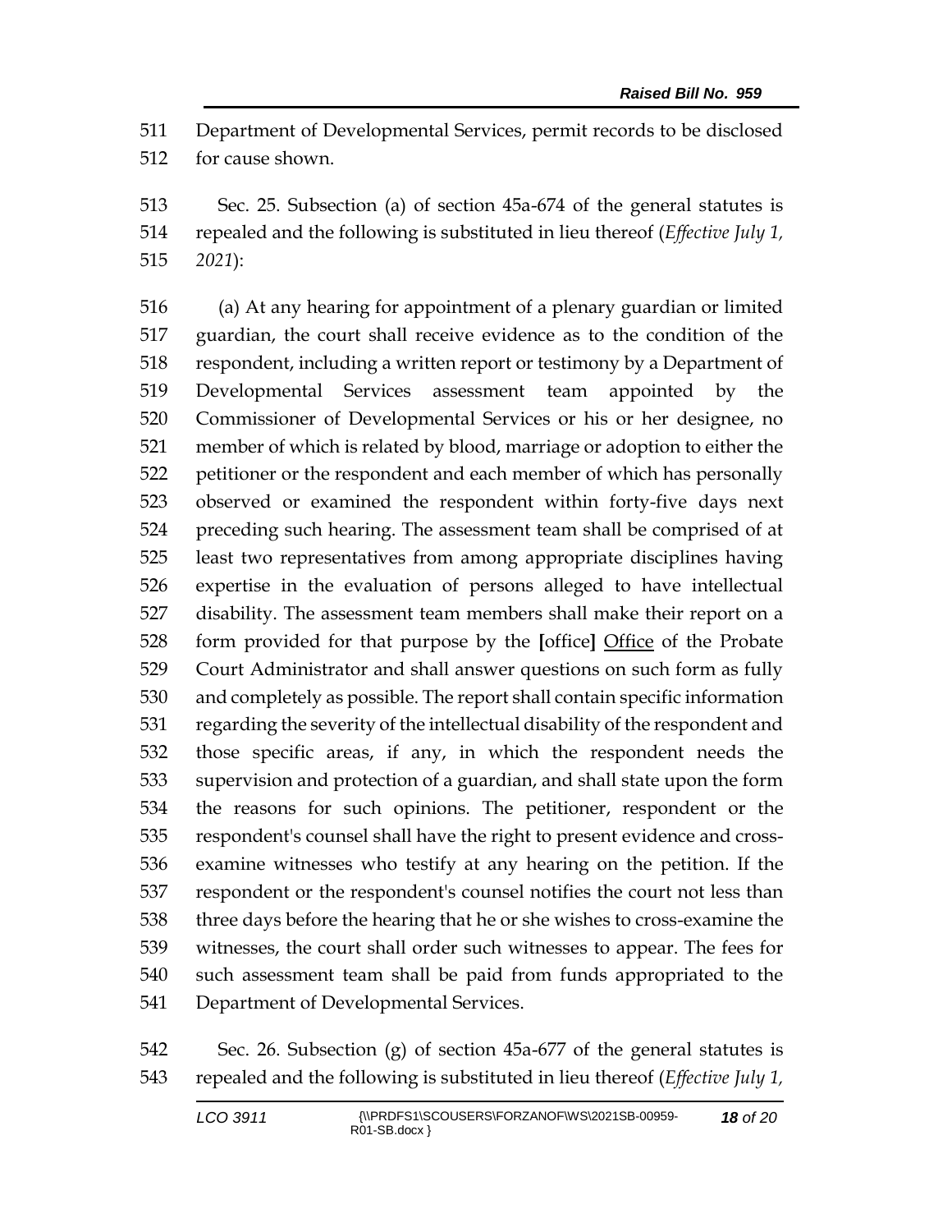511 Department of Developmental Services, permit records to be disclosed
512 for cause shown.

513 Sec. 25. Subsection (a) of section 45a-674 of the general statutes is
514 repealed and the following is substituted in lieu thereof (*Effective July 1,*
515 *2021*):

516 (a) At any hearing for appointment of a plenary guardian or limited
517 guardian, the court shall receive evidence as to the condition of the
518 respondent, including a written report or testimony by a Department of
519 Developmental Services assessment team appointed by the
520 Commissioner of Developmental Services or his or her designee, no
521 member of which is related by blood, marriage or adoption to either the
522 petitioner or the respondent and each member of which has personally
523 observed or examined the respondent within forty-five days next
524 preceding such hearing. The assessment team shall be comprised of at
525 least two representatives from among appropriate disciplines having
526 expertise in the evaluation of persons alleged to have intellectual
527 disability. The assessment team members shall make their report on a
528 form provided for that purpose by the **[**office**]** <u>Office</u> of the Probate
529 Court Administrator and shall answer questions on such form as fully
530 and completely as possible. The report shall contain specific information
531 regarding the severity of the intellectual disability of the respondent and
532 those specific areas, if any, in which the respondent needs the
533 supervision and protection of a guardian, and shall state upon the form
534 the reasons for such opinions. The petitioner, respondent or the
535 respondent's counsel shall have the right to present evidence and cross-
536 examine witnesses who testify at any hearing on the petition. If the
537 respondent or the respondent's counsel notifies the court not less than
538 three days before the hearing that he or she wishes to cross-examine the
539 witnesses, the court shall order such witnesses to appear. The fees for
540 such assessment team shall be paid from funds appropriated to the
541 Department of Developmental Services.

542 Sec. 26. Subsection (g) of section 45a-677 of the general statutes is
543 repealed and the following is substituted in lieu thereof (*Effective July 1,*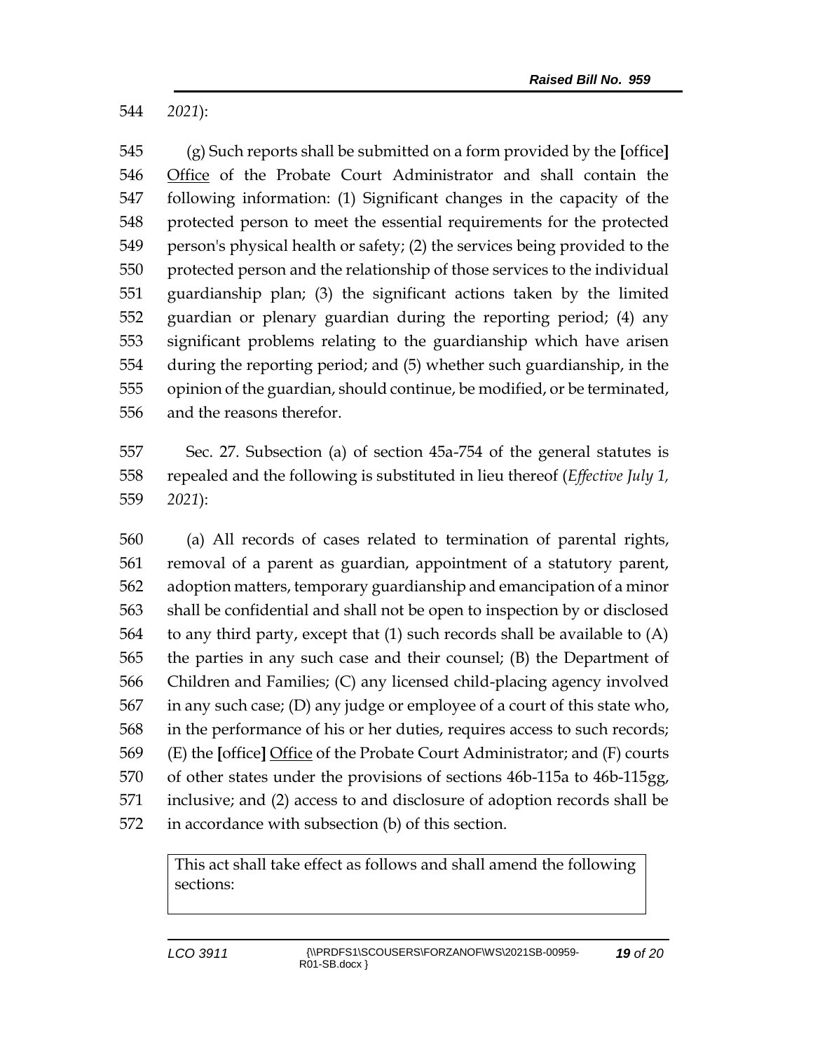544 *2021*):

545 (g) Such reports shall be submitted on a form provided by the **[**office**]**
546 <u>Office</u> of the Probate Court Administrator and shall contain the
547 following information: (1) Significant changes in the capacity of the
548 protected person to meet the essential requirements for the protected
549 person's physical health or safety; (2) the services being provided to the
550 protected person and the relationship of those services to the individual
551 guardianship plan; (3) the significant actions taken by the limited
552 guardian or plenary guardian during the reporting period; (4) any
553 significant problems relating to the guardianship which have arisen
554 during the reporting period; and (5) whether such guardianship, in the
555 opinion of the guardian, should continue, be modified, or be terminated,
556 and the reasons therefor.

557 Sec. 27. Subsection (a) of section 45a-754 of the general statutes is
558 repealed and the following is substituted in lieu thereof (*Effective July 1,*
559 *2021*):

560 (a) All records of cases related to termination of parental rights,
561 removal of a parent as guardian, appointment of a statutory parent,
562 adoption matters, temporary guardianship and emancipation of a minor
563 shall be confidential and shall not be open to inspection by or disclosed
564 to any third party, except that (1) such records shall be available to (A)
565 the parties in any such case and their counsel; (B) the Department of
566 Children and Families; (C) any licensed child-placing agency involved
567 in any such case; (D) any judge or employee of a court of this state who,
568 in the performance of his or her duties, requires access to such records;
569 (E) the **[**office**]** <u>Office</u> of the Probate Court Administrator; and (F) courts
570 of other states under the provisions of sections 46b-115a to 46b-115gg,
571 inclusive; and (2) access to and disclosure of adoption records shall be
572 in accordance with subsection (b) of this section.

| This act shall take effect as follows and shall amend the following sections: |
|---|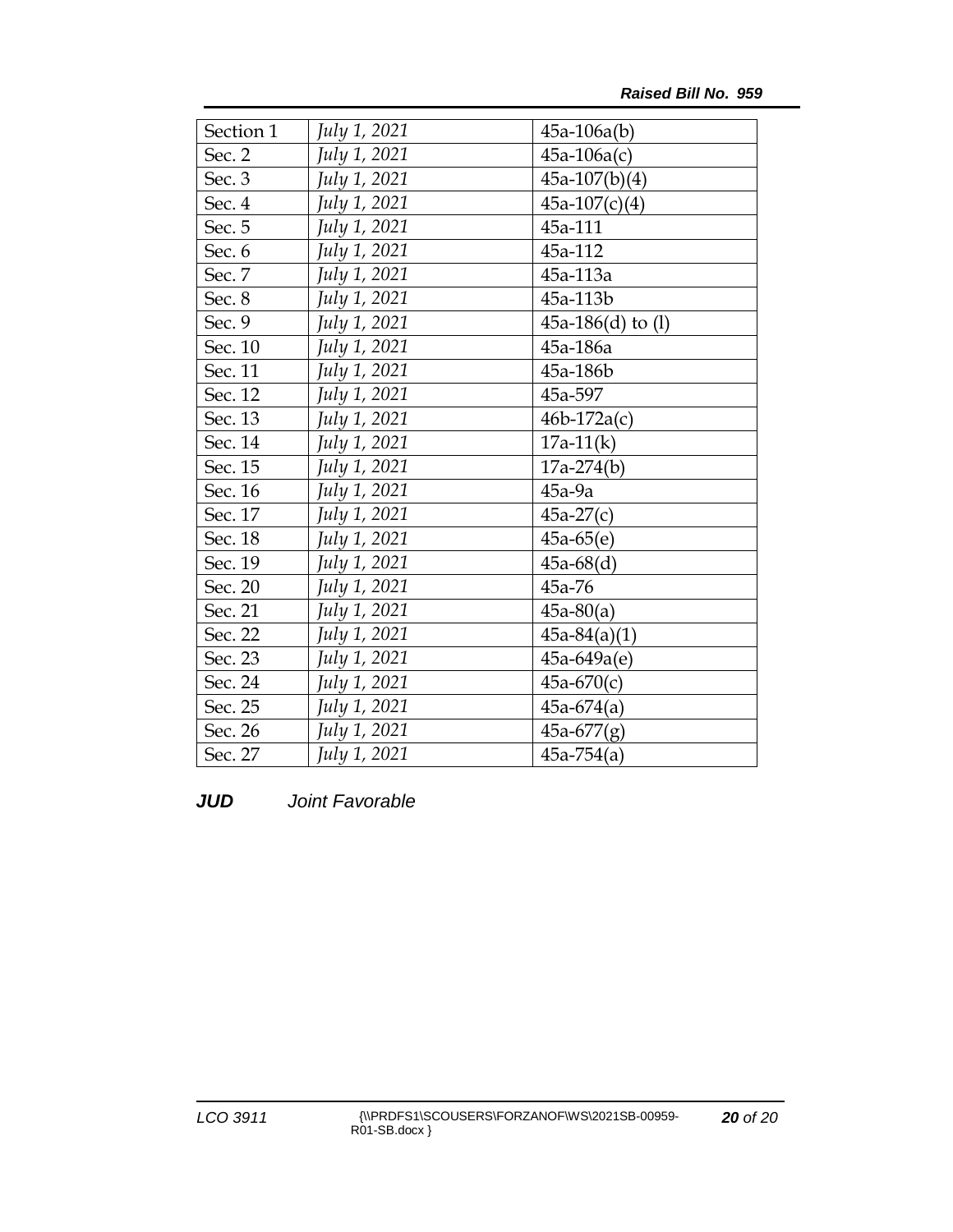| | | |
|---|---|---|
| Section 1 | *July 1, 2021* | 45a-106a(b) |
| Sec. 2 | *July 1, 2021* | 45a-106a(c) |
| Sec. 3 | *July 1, 2021* | 45a-107(b)(4) |
| Sec. 4 | *July 1, 2021* | 45a-107(c)(4) |
| Sec. 5 | *July 1, 2021* | 45a-111 |
| Sec. 6 | *July 1, 2021* | 45a-112 |
| Sec. 7 | *July 1, 2021* | 45a-113a |
| Sec. 8 | *July 1, 2021* | 45a-113b |
| Sec. 9 | *July 1, 2021* | 45a-186(d) to (l) |
| Sec. 10 | *July 1, 2021* | 45a-186a |
| Sec. 11 | *July 1, 2021* | 45a-186b |
| Sec. 12 | *July 1, 2021* | 45a-597 |
| Sec. 13 | *July 1, 2021* | 46b-172a(c) |
| Sec. 14 | *July 1, 2021* | 17a-11(k) |
| Sec. 15 | *July 1, 2021* | 17a-274(b) |
| Sec. 16 | *July 1, 2021* | 45a-9a |
| Sec. 17 | *July 1, 2021* | 45a-27(c) |
| Sec. 18 | *July 1, 2021* | 45a-65(e) |
| Sec. 19 | *July 1, 2021* | 45a-68(d) |
| Sec. 20 | *July 1, 2021* | 45a-76 |
| Sec. 21 | *July 1, 2021* | 45a-80(a) |
| Sec. 22 | *July 1, 2021* | 45a-84(a)(1) |
| Sec. 23 | *July 1, 2021* | 45a-649a(e) |
| Sec. 24 | *July 1, 2021* | 45a-670(c) |
| Sec. 25 | *July 1, 2021* | 45a-674(a) |
| Sec. 26 | *July 1, 2021* | 45a-677(g) |
| Sec. 27 | *July 1, 2021* | 45a-754(a) |

***JUD*** *Joint Favorable*